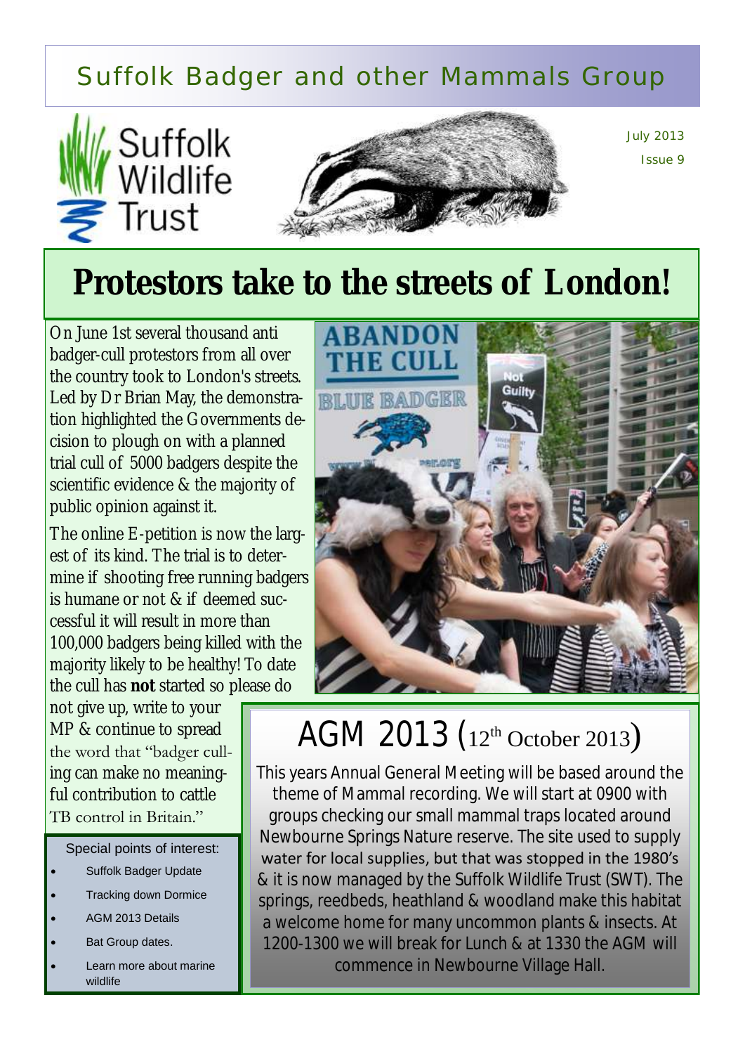# Suffolk Badger and other Mammals Group

Suffolk Wildlife Trust

July 2013

Issue 9

## Protestors take to the streets of London!

On June 1st several thousand anti badger-cull protestors from all over the country took to London's streets. Led by Dr Brian May, the demonstration highlighted the Governments decision to plough on with a planned trial cull of 5000 badgers despite the scientific evidence & the majority of public opinion against it.

The online E-petition is now the largest of its kind. The trial is to determine if shooting free running badgers is humane or not & if deemed successful it will result in more than 100,000 badgers being killed with the majority likely to be healthy! To date the cull has **not** started so please do not give up, write to your MP & continue to spread the word that "badger culling can make no meaningful contribution to cattle TB control in Britain."

Special points of interest:

- Suffolk Badger Update
- Tracking down Dormice
- AGM 2013 Details
- Bat Group dates.
- Learn more about marine wildlife

## AGM 2013 (12th October 2013)

This years Annual General Meeting will be based around the theme of Mammal recording. We will start at 0900 with groups checking our small mammal traps located around Newbourne Springs Nature reserve. The site used to supply water for local supplies, but that was stopped in the 1980's & it is now managed by the Suffolk Wildlife Trust (SWT). The springs, reedbeds, heathland & woodland make this habitat a welcome home for many uncommon plants & insects. At 1200-1300 we will break for Lunch & at 1330 the AGM will commence in Newbourne Village Hall.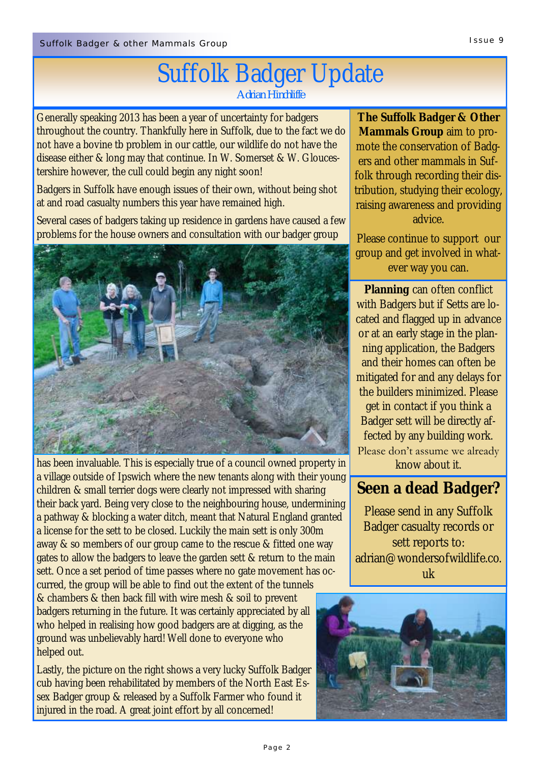# Suffolk Badger Update

Adrian Hinchliffe

Generally speaking 2013 has been a year of uncertainty for badgers throughout the country. Thankfully here in Suffolk, due to the fact we do not have a bovine tb problem in our cattle, our wildlife do not have the disease either & long may that continue. In W. Somerset & W. Gloucestershire however, the cull could begin any night soon!

Badgers in Suffolk have enough issues of their own, without being shot at and road casualty numbers this year have remained high.

Several cases of badgers taking up residence in gardens have caused a few problems for the house owners and consultation with our badger group has been invaluable. This is especially true of a council owned property in a village outside of Ipswich where the new tenants along with their young children & small terrier dogs were clearly not impressed with sharing their back yard. Being very close to the neighbouring house, undermining a pathway & blocking a water ditch, meant that Natural England granted a license for the sett to be closed. Luckily the main sett is only 300m away & so members of our group came to the rescue & fitted one way gates to allow the badgers to leave the garden sett & return to the main sett. Once a set period of time passes where no gate movement has occurred, the group will be able to find out the extent of the tunnels & chambers & then back fill with wire mesh & soil to prevent badgers returning in the future. It was certainly appreciated by all who helped in realising how good badgers are at digging, as the ground was unbelievably hard! Well done to everyone who helped out.

Lastly, the picture on the right shows a very lucky Suffolk Badger cub having been rehabilitated by members of the North East Essex Badger group & released by a Suffolk Farmer who found it injured in the road. A great joint effort by all concerned!

**The Suffolk Badger & Other Mammals Group** aim to promote the conservation of Badgers and other mammals in Suffolk through recording their distribution, studying their ecology, raising awareness and providing advice.

Please continue to support our group and get involved in whatever way you can.

**Planning** can often conflict with Badgers but if Setts are located and flagged up in advance or at an early stage in the planning application, the Badgers and their homes can often be mitigated for and any delays for the builders minimized. Please get in contact if you think a Badger sett will be directly affected by any building work. Please don't assume we already know about it.

## Seen a dead Badger?

Please send in any Suffolk Badger casualty records or sett reports to: adrian@wondersofwildlife.co.uk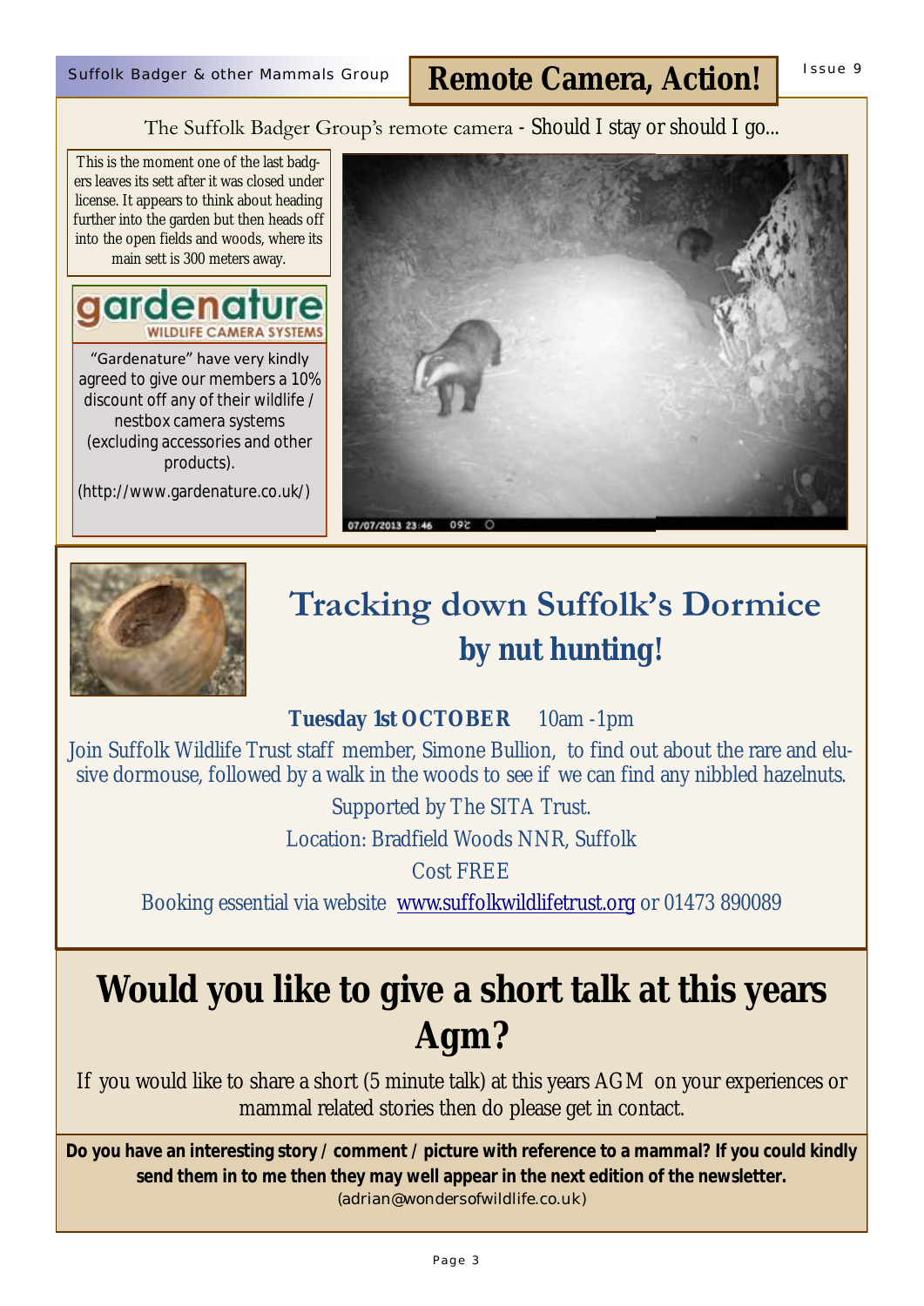# Remote Camera, Action!

The Suffolk Badger Group's remote camera - Should I stay or should I go...

This is the moment one of the last badgers leaves its sett after it was closed under license. It appears to think about heading further into the garden but then heads off into the open fields and woods, where its main sett is 300 meters away.

gardenature WILDLIFE CAMERA SYSTEMS

"Gardenature" have very kindly agreed to give our members a 10% discount off any of their wildlife / nestbox camera systems (excluding accessories and other products).

(http://www.gardenature.co.uk/)

## Tracking down Suffolk's Dormice by nut hunting!

**Tuesday 1st OCTOBER** 10am -1pm

Join Suffolk Wildlife Trust staff member, Simone Bullion, to find out about the rare and elusive dormouse, followed by a walk in the woods to see if we can find any nibbled hazelnuts.

Supported by The SITA Trust.

Location: Bradfield Woods NNR, Suffolk

Cost FREE

Booking essential via website www.suffolkwildlifetrust.org or 01473 890089

# Would you like to give a short talk at this years Agm?

If you would like to share a short (5 minute talk) at this years AGM on your experiences or mammal related stories then do please get in contact.

**Do you have an interesting story / comment / picture with reference to a mammal? If you could kindly send them in to me then they may well appear in the next edition of the newsletter.**

(adrian@wondersofwildlife.co.uk)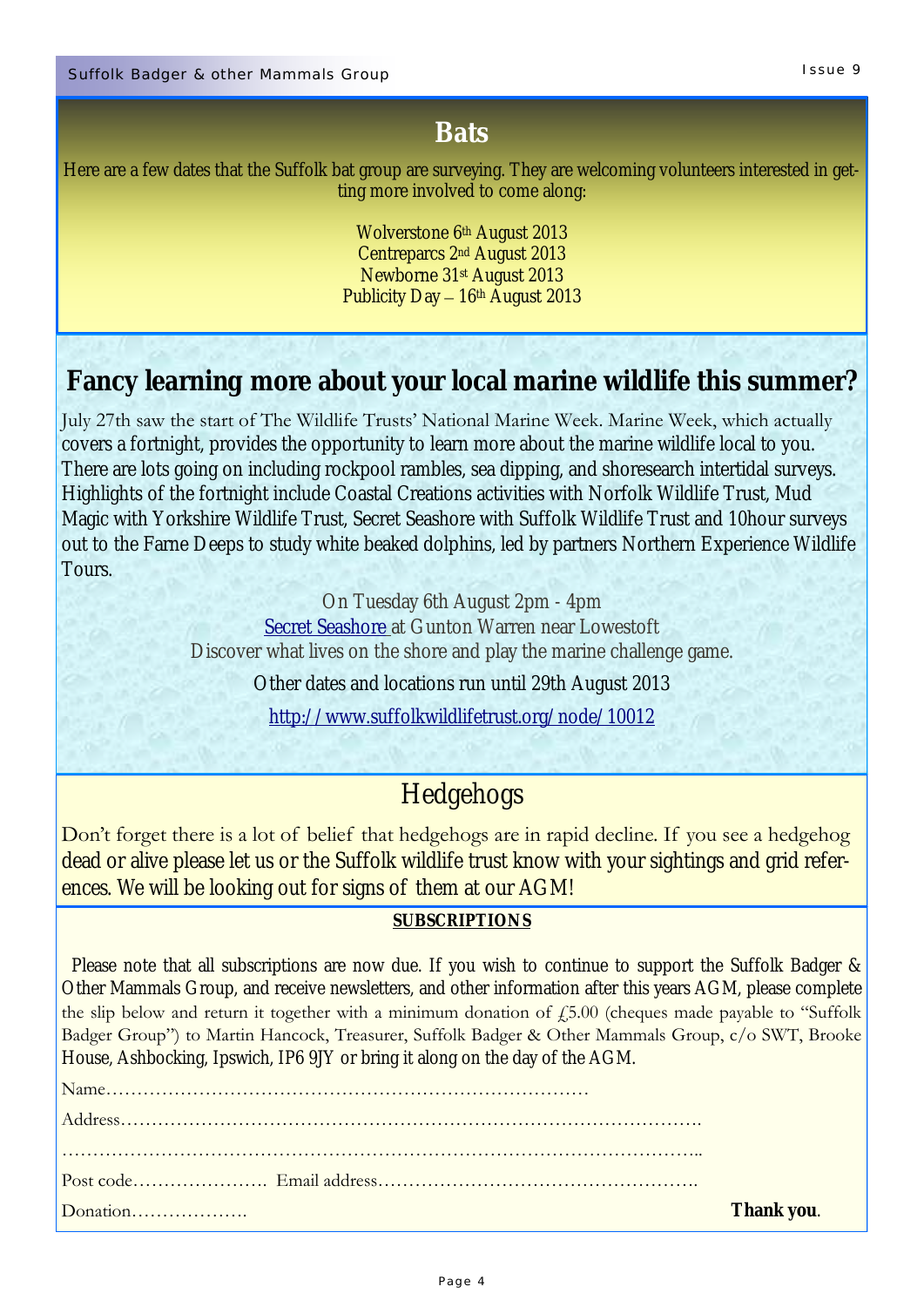## Bats

Here are a few dates that the Suffolk bat group are surveying. They are welcoming volunteers interested in getting more involved to come along:

Wolverstone 6th August 2013
Centreparcs 2nd August 2013
Newborne 31st August 2013
Publicity Day – 16th August 2013

## Fancy learning more about your local marine wildlife this summer?

July 27th saw the start of The Wildlife Trusts' National Marine Week. Marine Week, which actually covers a fortnight, provides the opportunity to learn more about the marine wildlife local to you. There are lots going on including rockpool rambles, sea dipping, and shoresearch intertidal surveys. Highlights of the fortnight include Coastal Creations activities with Norfolk Wildlife Trust, Mud Magic with Yorkshire Wildlife Trust, Secret Seashore with Suffolk Wildlife Trust and 10hour surveys out to the Farne Deeps to study white beaked dolphins, led by partners Northern Experience Wildlife Tours.

On Tuesday 6th August 2pm - 4pm
Secret Seashore at Gunton Warren near Lowestoft
Discover what lives on the shore and play the marine challenge game.

Other dates and locations run until 29th August 2013

http://www.suffolkwildlifetrust.org/node/10012

## Hedgehogs

Don't forget there is a lot of belief that hedgehogs are in rapid decline. If you see a hedgehog dead or alive please let us or the Suffolk wildlife trust know with your sightings and grid references. We will be looking out for signs of them at our AGM!

**SUBSCRIPTIONS**

Please note that all subscriptions are now due. If you wish to continue to support the Suffolk Badger & Other Mammals Group, and receive newsletters, and other information after this years AGM, please complete the slip below and return it together with a minimum donation of £5.00 (cheques made payable to "Suffolk Badger Group") to Martin Hancock, Treasurer, Suffolk Badger & Other Mammals Group, c/o SWT, Brooke House, Ashbocking, Ipswich, IP6 9JY or bring it along on the day of the AGM.

Name…………………………………………………………………

Address…………………………………………………………………………………….

…………………………………………………………………………………………..

Post code…………………. Email address…………………………………………….

Donation……………….

**Thank you**.